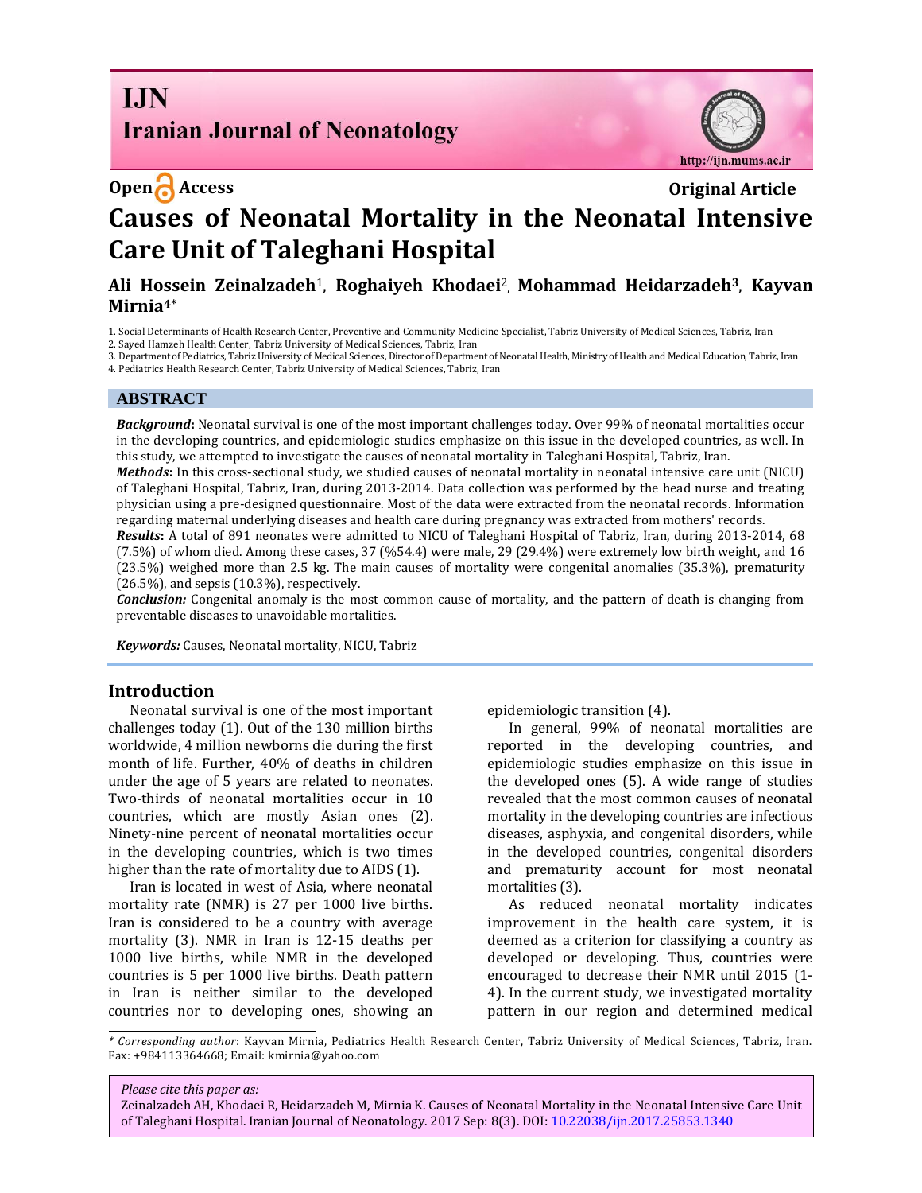**IJN**
**Iranian Journal of Neonatology**

http://ijn.mums.ac.ir

**Open Access** **Original Article**

# Causes of Neonatal Mortality in the Neonatal Intensive Care Unit of Taleghani Hospital

**Ali Hossein Zeinalzadeh**[1], **Roghaiyeh Khodaei**[2], **Mohammad Heidarzadeh**[3], **Kayvan Mirnia**[4*]

1. Social Determinants of Health Research Center, Preventive and Community Medicine Specialist, Tabriz University of Medical Sciences, Tabriz, Iran
2. Sayed Hamzeh Health Center, Tabriz University of Medical Sciences, Tabriz, Iran
3. Department of Pediatrics, Tabriz University of Medical Sciences, Director of Department of Neonatal Health, Ministry of Health and Medical Education, Tabriz, Iran
4. Pediatrics Health Research Center, Tabriz University of Medical Sciences, Tabriz, Iran

## ABSTRACT

***Background*:** Neonatal survival is one of the most important challenges today. Over 99% of neonatal mortalities occur in the developing countries, and epidemiologic studies emphasize on this issue in the developed countries, as well. In this study, we attempted to investigate the causes of neonatal mortality in Taleghani Hospital, Tabriz, Iran.

***Methods*:** In this cross-sectional study, we studied causes of neonatal mortality in neonatal intensive care unit (NICU) of Taleghani Hospital, Tabriz, Iran, during 2013-2014. Data collection was performed by the head nurse and treating physician using a pre-designed questionnaire. Most of the data were extracted from the neonatal records. Information regarding maternal underlying diseases and health care during pregnancy was extracted from mothers' records.

***Results*:** A total of 891 neonates were admitted to NICU of Taleghani Hospital of Tabriz, Iran, during 2013-2014, 68 (7.5%) of whom died. Among these cases, 37 (%54.4) were male, 29 (29.4%) were extremely low birth weight, and 16 (23.5%) weighed more than 2.5 kg. The main causes of mortality were congenital anomalies (35.3%), prematurity (26.5%), and sepsis (10.3%), respectively.

***Conclusion:*** Congenital anomaly is the most common cause of mortality, and the pattern of death is changing from preventable diseases to unavoidable mortalities.

***Keywords:*** Causes, Neonatal mortality, NICU, Tabriz

## Introduction

Neonatal survival is one of the most important challenges today (1). Out of the 130 million births worldwide, 4 million newborns die during the first month of life. Further, 40% of deaths in children under the age of 5 years are related to neonates. Two-thirds of neonatal mortalities occur in 10 countries, which are mostly Asian ones (2). Ninety-nine percent of neonatal mortalities occur in the developing countries, which is two times higher than the rate of mortality due to AIDS (1).

Iran is located in west of Asia, where neonatal mortality rate (NMR) is 27 per 1000 live births. Iran is considered to be a country with average mortality (3). NMR in Iran is 12-15 deaths per 1000 live births, while NMR in the developed countries is 5 per 1000 live births. Death pattern in Iran is neither similar to the developed countries nor to developing ones, showing an epidemiologic transition (4).

In general, 99% of neonatal mortalities are reported in the developing countries, and epidemiologic studies emphasize on this issue in the developed ones (5). A wide range of studies revealed that the most common causes of neonatal mortality in the developing countries are infectious diseases, asphyxia, and congenital disorders, while in the developed countries, congenital disorders and prematurity account for most neonatal mortalities (3).

As reduced neonatal mortality indicates improvement in the health care system, it is deemed as a criterion for classifying a country as developed or developing. Thus, countries were encouraged to decrease their NMR until 2015 (1-4). In the current study, we investigated mortality pattern in our region and determined medical

*\* Corresponding author*: Kayvan Mirnia, Pediatrics Health Research Center, Tabriz University of Medical Sciences, Tabriz, Iran. Fax: +984113364668; Email: kmirnia@yahoo.com

*Please cite this paper as:*
Zeinalzadeh AH, Khodaei R, Heidarzadeh M, Mirnia K. Causes of Neonatal Mortality in the Neonatal Intensive Care Unit of Taleghani Hospital. Iranian Journal of Neonatology. 2017 Sep: 8(3). DOI: 10.22038/ijn.2017.25853.1340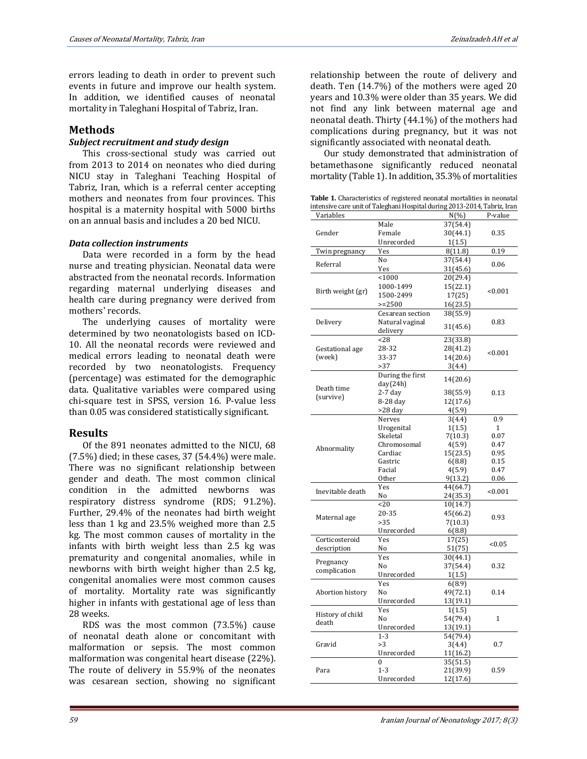errors leading to death in order to prevent such events in future and improve our health system. In addition, we identified causes of neonatal mortality in Taleghani Hospital of Tabriz, Iran.

## Methods

### *Subject recruitment and study design*

This cross-sectional study was carried out from 2013 to 2014 on neonates who died during NICU stay in Taleghani Teaching Hospital of Tabriz, Iran, which is a referral center accepting mothers and neonates from four provinces. This hospital is a maternity hospital with 5000 births on an annual basis and includes a 20 bed NICU.

### *Data collection instruments*

Data were recorded in a form by the head nurse and treating physician. Neonatal data were abstracted from the neonatal records. Information regarding maternal underlying diseases and health care during pregnancy were derived from mothers' records.

The underlying causes of mortality were determined by two neonatologists based on ICD-10. All the neonatal records were reviewed and medical errors leading to neonatal death were recorded by two neonatologists. Frequency (percentage) was estimated for the demographic data. Qualitative variables were compared using chi-square test in SPSS, version 16. P-value less than 0.05 was considered statistically significant.

## Results

Of the 891 neonates admitted to the NICU, 68 (7.5%) died; in these cases, 37 (54.4%) were male. There was no significant relationship between gender and death. The most common clinical condition in the admitted newborns was respiratory distress syndrome (RDS; 91.2%). Further, 29.4% of the neonates had birth weight less than 1 kg and 23.5% weighed more than 2.5 kg. The most common causes of mortality in the infants with birth weight less than 2.5 kg was prematurity and congenital anomalies, while in newborns with birth weight higher than 2.5 kg, congenital anomalies were most common causes of mortality. Mortality rate was significantly higher in infants with gestational age of less than 28 weeks.

RDS was the most common (73.5%) cause of neonatal death alone or concomitant with malformation or sepsis. The most common malformation was congenital heart disease (22%). The route of delivery in 55.9% of the neonates was cesarean section, showing no significant relationship between the route of delivery and death. Ten (14.7%) of the mothers were aged 20 years and 10.3% were older than 35 years. We did not find any link between maternal age and neonatal death. Thirty (44.1%) of the mothers had complications during pregnancy, but it was not significantly associated with neonatal death.

Our study demonstrated that administration of betamethasone significantly reduced neonatal mortality (Table 1). In addition, 35.3% of mortalities

**Table 1.** Characteristics of registered neonatal mortalities in neonatal intensive care unit of Taleghani Hospital during 2013-2014, Tabriz, Iran

| Variables | | N(%) | P-value |
|---|---|---|---|
| Gender | Male | 37(54.4) | 0.35 |
| | Female | 30(44.1) | |
| | Unrecorded | 1(1.5) | |
| Twin pregnancy | Yes | 8(11.8) | 0.19 |
| Referral | No | 37(54.4) | 0.06 |
| | Yes | 31(45.6) | |
| Birth weight (gr) | <1000 | 20(29.4) | <0.001 |
| | 1000-1499 | 15(22.1) | |
| | 1500-2499 | 17(25) | |
| | >=2500 | 16(23.5) | |
| Delivery | Cesarean section | 38(55.9) | 0.83 |
| | Natural vaginal delivery | 31(45.6) | |
| Gestational age (week) | <28 | 23(33.8) | <0.001 |
| | 28-32 | 28(41.2) | |
| | 33-37 | 14(20.6) | |
| | >37 | 3(4.4) | |
| Death time (survive) | During the first day(24h) | 14(20.6) | 0.13 |
| | 2-7 day | 38(55.9) | |
| | 8-28 day | 12(17.6) | |
| | >28 day | 4(5.9) | |
| Abnormality | Nerves | 3(4.4) | 0.9 |
| | Urogenital | 1(1.5) | 1 |
| | Skeletal | 7(10.3) | 0.07 |
| | Chromosomal | 4(5.9) | 0.47 |
| | Cardiac | 15(23.5) | 0.95 |
| | Gastric | 6(8.8) | 0.15 |
| | Facial | 4(5.9) | 0.47 |
| | Other | 9(13.2) | 0.06 |
| Inevitable death | Yes | 44(64.7) | <0.001 |
| | No | 24(35.3) | |
| Maternal age | <20 | 10(14.7) | 0.93 |
| | 20-35 | 45(66.2) | |
| | >35 | 7(10.3) | |
| | Unrecorded | 6(8.8) | |
| Corticosteroid description | Yes | 17(25) | <0.05 |
| | No | 51(75) | |
| Pregnancy complication | Yes | 30(44.1) | 0.32 |
| | No | 37(54.4) | |
| | Unrecorded | 1(1.5) | |
| Abortion history | Yes | 6(8.9) | 0.14 |
| | No | 49(72.1) | |
| | Unrecorded | 13(19.1) | |
| History of child death | Yes | 1(1.5) | 1 |
| | No | 54(79.4) | |
| | Unrecorded | 13(19.1) | |
| Gravid | 1-3 | 54(79.4) | 0.7 |
| | >3 | 3(4.4) | |
| | Unrecorded | 11(16.2) | |
| Para | 0 | 35(51.5) | 0.59 |
| | 1-3 | 21(39.9) | |
| | Unrecorded | 12(17.6) | |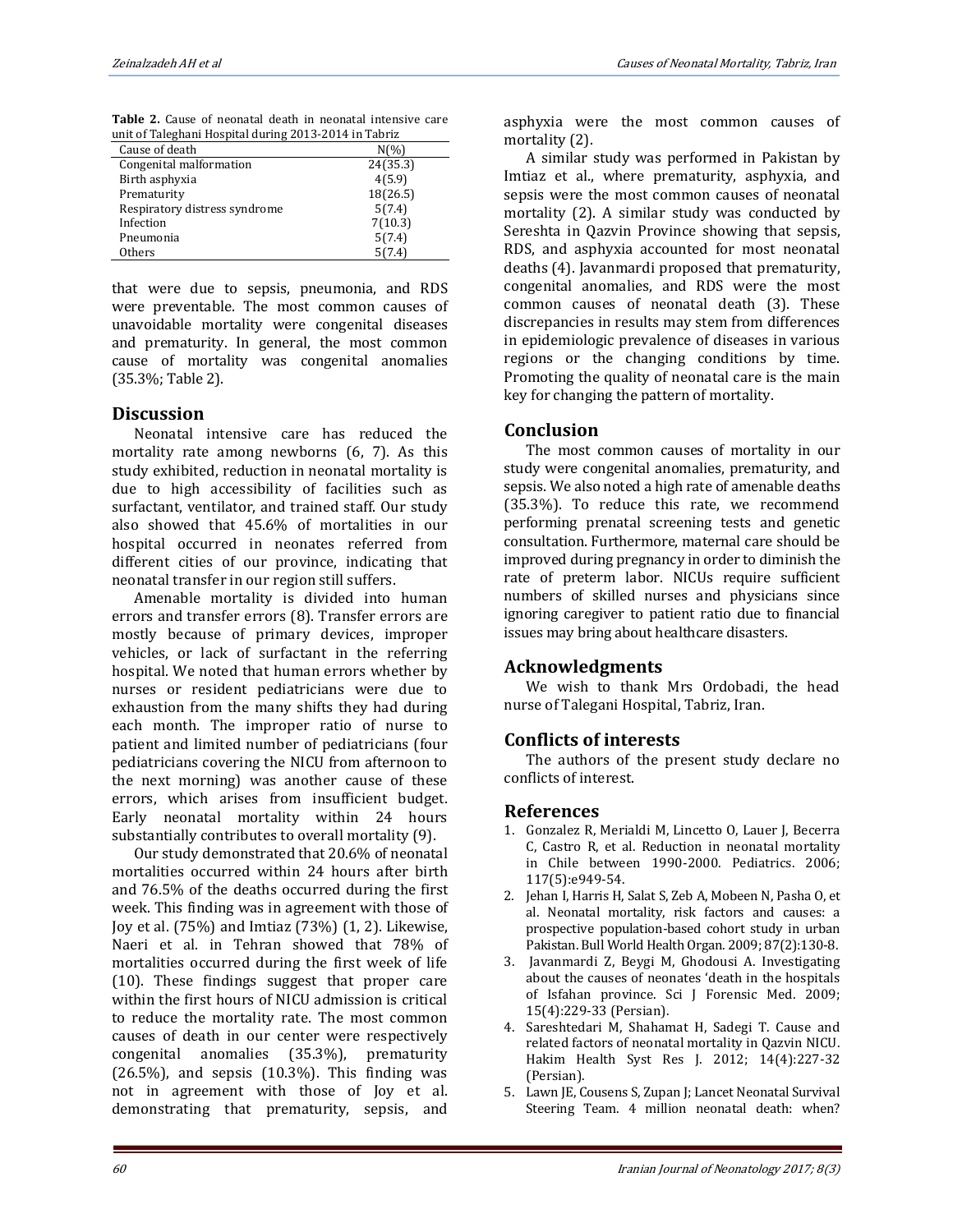**Table 2.** Cause of neonatal death in neonatal intensive care unit of Taleghani Hospital during 2013-2014 in Tabriz

| Cause of death | N(%) |
|---|---|
| Congenital malformation | 24(35.3) |
| Birth asphyxia | 4(5.9) |
| Prematurity | 18(26.5) |
| Respiratory distress syndrome | 5(7.4) |
| Infection | 7(10.3) |
| Pneumonia | 5(7.4) |
| Others | 5(7.4) |

that were due to sepsis, pneumonia, and RDS were preventable. The most common causes of unavoidable mortality were congenital diseases and prematurity. In general, the most common cause of mortality was congenital anomalies (35.3%; Table 2).

## Discussion

Neonatal intensive care has reduced the mortality rate among newborns (6, 7). As this study exhibited, reduction in neonatal mortality is due to high accessibility of facilities such as surfactant, ventilator, and trained staff. Our study also showed that 45.6% of mortalities in our hospital occurred in neonates referred from different cities of our province, indicating that neonatal transfer in our region still suffers.

Amenable mortality is divided into human errors and transfer errors (8). Transfer errors are mostly because of primary devices, improper vehicles, or lack of surfactant in the referring hospital. We noted that human errors whether by nurses or resident pediatricians were due to exhaustion from the many shifts they had during each month. The improper ratio of nurse to patient and limited number of pediatricians (four pediatricians covering the NICU from afternoon to the next morning) was another cause of these errors, which arises from insufficient budget. Early neonatal mortality within 24 hours substantially contributes to overall mortality (9).

Our study demonstrated that 20.6% of neonatal mortalities occurred within 24 hours after birth and 76.5% of the deaths occurred during the first week. This finding was in agreement with those of Joy et al. (75%) and Imtiaz (73%) (1, 2). Likewise, Naeri et al. in Tehran showed that 78% of mortalities occurred during the first week of life (10). These findings suggest that proper care within the first hours of NICU admission is critical to reduce the mortality rate. The most common causes of death in our center were respectively congenital anomalies (35.3%), prematurity (26.5%), and sepsis (10.3%). This finding was not in agreement with those of Joy et al. demonstrating that prematurity, sepsis, and asphyxia were the most common causes of mortality (2).

A similar study was performed in Pakistan by Imtiaz et al., where prematurity, asphyxia, and sepsis were the most common causes of neonatal mortality (2). A similar study was conducted by Sereshta in Qazvin Province showing that sepsis, RDS, and asphyxia accounted for most neonatal deaths (4). Javanmardi proposed that prematurity, congenital anomalies, and RDS were the most common causes of neonatal death (3). These discrepancies in results may stem from differences in epidemiologic prevalence of diseases in various regions or the changing conditions by time. Promoting the quality of neonatal care is the main key for changing the pattern of mortality.

## Conclusion

The most common causes of mortality in our study were congenital anomalies, prematurity, and sepsis. We also noted a high rate of amenable deaths (35.3%). To reduce this rate, we recommend performing prenatal screening tests and genetic consultation. Furthermore, maternal care should be improved during pregnancy in order to diminish the rate of preterm labor. NICUs require sufficient numbers of skilled nurses and physicians since ignoring caregiver to patient ratio due to financial issues may bring about healthcare disasters.

## Acknowledgments

We wish to thank Mrs Ordobadi, the head nurse of Talegani Hospital, Tabriz, Iran.

## Conflicts of interests

The authors of the present study declare no conflicts of interest.

## References

1. Gonzalez R, Merialdi M, Lincetto O, Lauer J, Becerra C, Castro R, et al. Reduction in neonatal mortality in Chile between 1990-2000. Pediatrics. 2006; 117(5):e949-54.
2. Jehan I, Harris H, Salat S, Zeb A, Mobeen N, Pasha O, et al. Neonatal mortality, risk factors and causes: a prospective population-based cohort study in urban Pakistan. Bull World Health Organ. 2009; 87(2):130-8.
3. Javanmardi Z, Beygi M, Ghodousi A. Investigating about the causes of neonates 'death in the hospitals of Isfahan province. Sci J Forensic Med. 2009; 15(4):229-33 (Persian).
4. Sareshtedari M, Shahamat H, Sadegi T. Cause and related factors of neonatal mortality in Qazvin NICU. Hakim Health Syst Res J. 2012; 14(4):227-32 (Persian).
5. Lawn JE, Cousens S, Zupan J; Lancet Neonatal Survival Steering Team. 4 million neonatal death: when?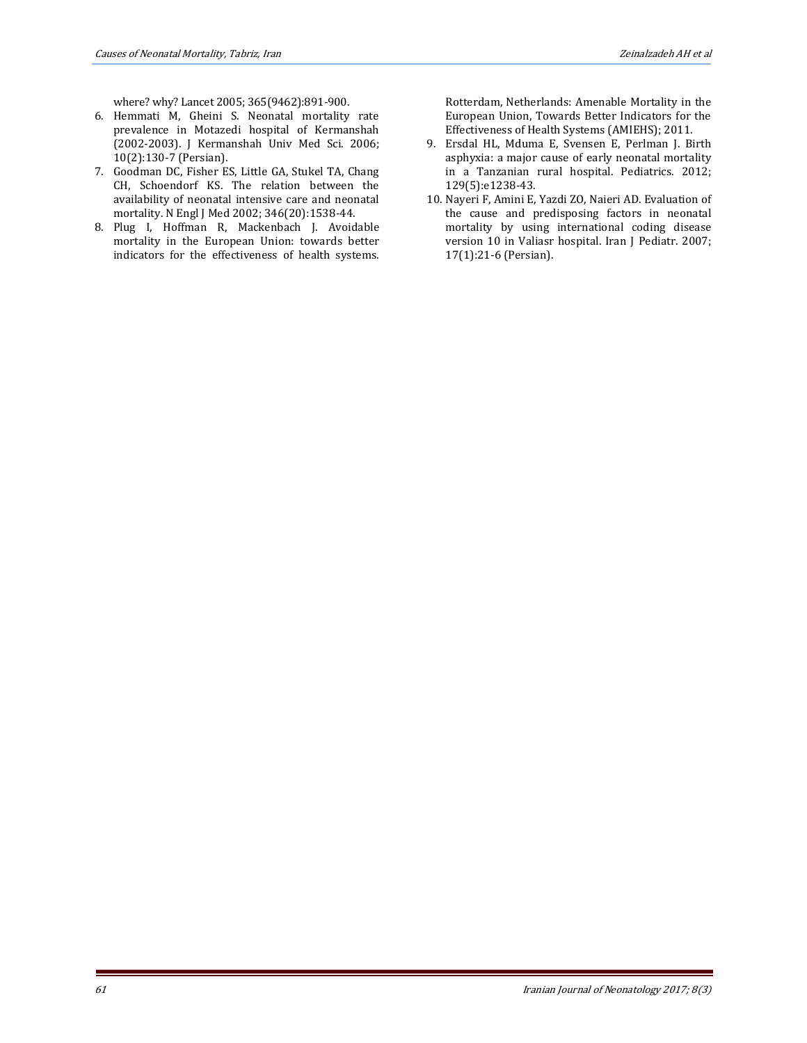where? why? Lancet 2005; 365(9462):891-900.

6. Hemmati M, Gheini S. Neonatal mortality rate prevalence in Motazedi hospital of Kermanshah (2002-2003). J Kermanshah Univ Med Sci. 2006; 10(2):130-7 (Persian).
7. Goodman DC, Fisher ES, Little GA, Stukel TA, Chang CH, Schoendorf KS. The relation between the availability of neonatal intensive care and neonatal mortality. N Engl J Med 2002; 346(20):1538-44.
8. Plug I, Hoffman R, Mackenbach J. Avoidable mortality in the European Union: towards better indicators for the effectiveness of health systems. Rotterdam, Netherlands: Amenable Mortality in the European Union, Towards Better Indicators for the Effectiveness of Health Systems (AMIEHS); 2011.
9. Ersdal HL, Mduma E, Svensen E, Perlman J. Birth asphyxia: a major cause of early neonatal mortality in a Tanzanian rural hospital. Pediatrics. 2012; 129(5):e1238-43.
10. Nayeri F, Amini E, Yazdi ZO, Naieri AD. Evaluation of the cause and predisposing factors in neonatal mortality by using international coding disease version 10 in Valiasr hospital. Iran J Pediatr. 2007; 17(1):21-6 (Persian).